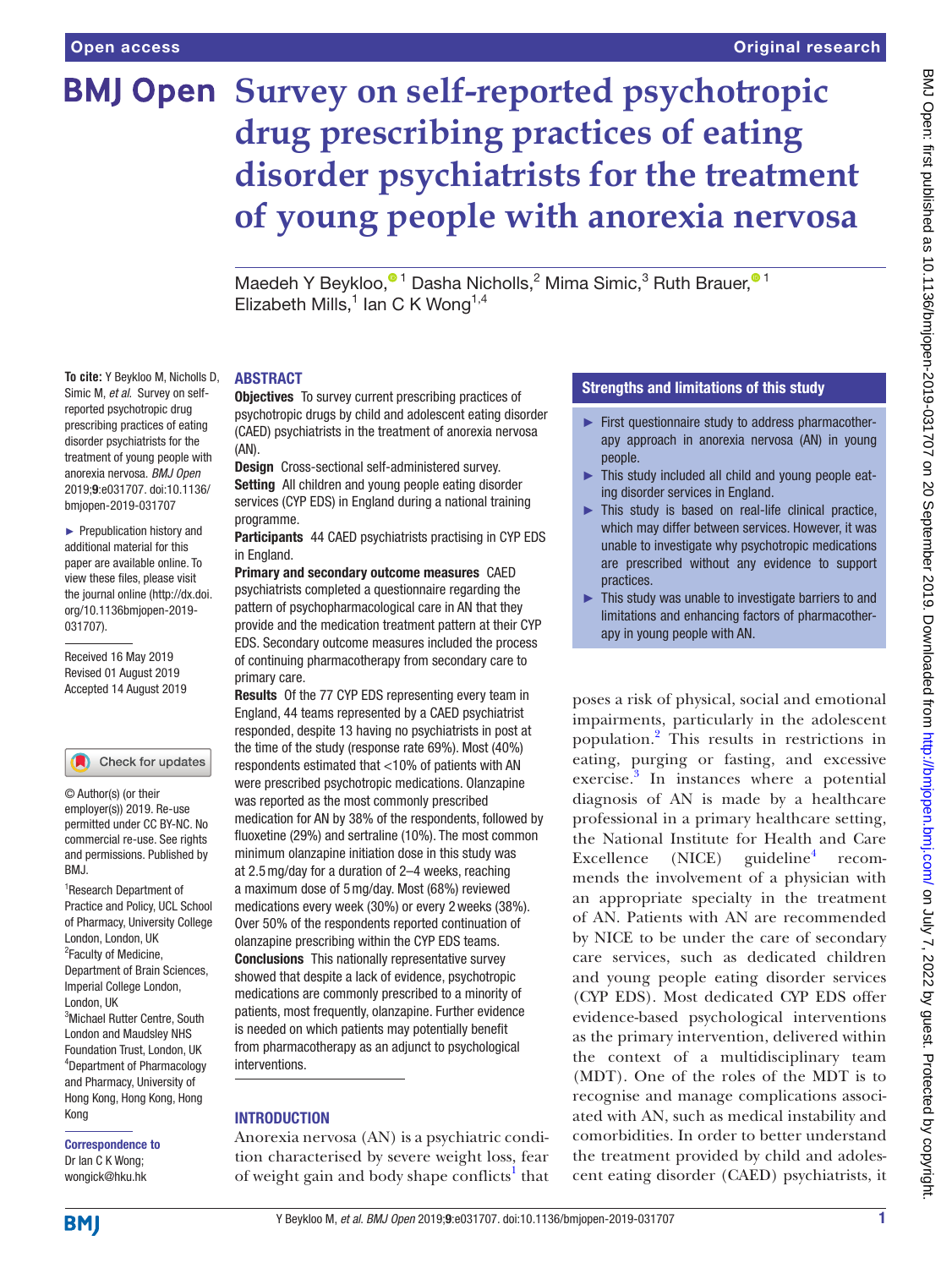# Survey on self-reported psychotropic drug prescribing practices of eating disorder psychiatrists for the treatment of young people with anorexia nervosa

Maedeh Y Beykloo,[1] Dasha Nicholls,[2] Mima Simic,[3] Ruth Brauer,[1] Elizabeth Mills,[1] Ian C K Wong[1,4]

**To cite:** Y Beykloo M, Nicholls D, Simic M, *et al*. Survey on self-reported psychotropic drug prescribing practices of eating disorder psychiatrists for the treatment of young people with anorexia nervosa. *BMJ Open* 2019;**9**:e031707. doi:10.1136/bmjopen-2019-031707

► Prepublication history and additional material for this paper are available online. To view these files, please visit the journal online (http://dx.doi.org/10.1136bmjopen-2019-031707).

Received 16 May 2019
Revised 01 August 2019
Accepted 14 August 2019

© Author(s) (or their employer(s)) 2019. Re-use permitted under CC BY-NC. No commercial re-use. See rights and permissions. Published by BMJ.

[1]Research Department of Practice and Policy, UCL School of Pharmacy, University College London, London, UK
[2]Faculty of Medicine, Department of Brain Sciences, Imperial College London, London, UK
[3]Michael Rutter Centre, South London and Maudsley NHS Foundation Trust, London, UK
[4]Department of Pharmacology and Pharmacy, University of Hong Kong, Hong Kong, Hong Kong

**Correspondence to**
Dr Ian C K Wong;
wongick@hku.hk

## ABSTRACT

**Objectives** To survey current prescribing practices of psychotropic drugs by child and adolescent eating disorder (CAED) psychiatrists in the treatment of anorexia nervosa (AN).

**Design** Cross-sectional self-administered survey.

**Setting** All children and young people eating disorder services (CYP EDS) in England during a national training programme.

**Participants** 44 CAED psychiatrists practising in CYP EDS in England.

**Primary and secondary outcome measures** CAED psychiatrists completed a questionnaire regarding the pattern of psychopharmacological care in AN that they provide and the medication treatment pattern at their CYP EDS. Secondary outcome measures included the process of continuing pharmacotherapy from secondary care to primary care.

**Results** Of the 77 CYP EDS representing every team in England, 44 teams represented by a CAED psychiatrist responded, despite 13 having no psychiatrists in post at the time of the study (response rate 69%). Most (40%) respondents estimated that <10% of patients with AN were prescribed psychotropic medications. Olanzapine was reported as the most commonly prescribed medication for AN by 38% of the respondents, followed by fluoxetine (29%) and sertraline (10%). The most common minimum olanzapine initiation dose in this study was at 2.5 mg/day for a duration of 2–4 weeks, reaching a maximum dose of 5 mg/day. Most (68%) reviewed medications every week (30%) or every 2 weeks (38%). Over 50% of the respondents reported continuation of olanzapine prescribing within the CYP EDS teams.

**Conclusions** This nationally representative survey showed that despite a lack of evidence, psychotropic medications are commonly prescribed to a minority of patients, most frequently, olanzapine. Further evidence is needed on which patients may potentially benefit from pharmacotherapy as an adjunct to psychological interventions.

### Strengths and limitations of this study

- ► First questionnaire study to address pharmacotherapy approach in anorexia nervosa (AN) in young people.
- ► This study included all child and young people eating disorder services in England.
- ► This study is based on real-life clinical practice, which may differ between services. However, it was unable to investigate why psychotropic medications are prescribed without any evidence to support practices.
- ► This study was unable to investigate barriers to and limitations and enhancing factors of pharmacotherapy in young people with AN.

## INTRODUCTION

Anorexia nervosa (AN) is a psychiatric condition characterised by severe weight loss, fear of weight gain and body shape conflicts[1] that poses a risk of physical, social and emotional impairments, particularly in the adolescent population.[2] This results in restrictions in eating, purging or fasting, and excessive exercise.[3] In instances where a potential diagnosis of AN is made by a healthcare professional in a primary healthcare setting, the National Institute for Health and Care Excellence (NICE) guideline[4] recommends the involvement of a physician with an appropriate specialty in the treatment of AN. Patients with AN are recommended by NICE to be under the care of secondary care services, such as dedicated children and young people eating disorder services (CYP EDS). Most dedicated CYP EDS offer evidence-based psychological interventions as the primary intervention, delivered within the context of a multidisciplinary team (MDT). One of the roles of the MDT is to recognise and manage complications associated with AN, such as medical instability and comorbidities. In order to better understand the treatment provided by child and adolescent eating disorder (CAED) psychiatrists, it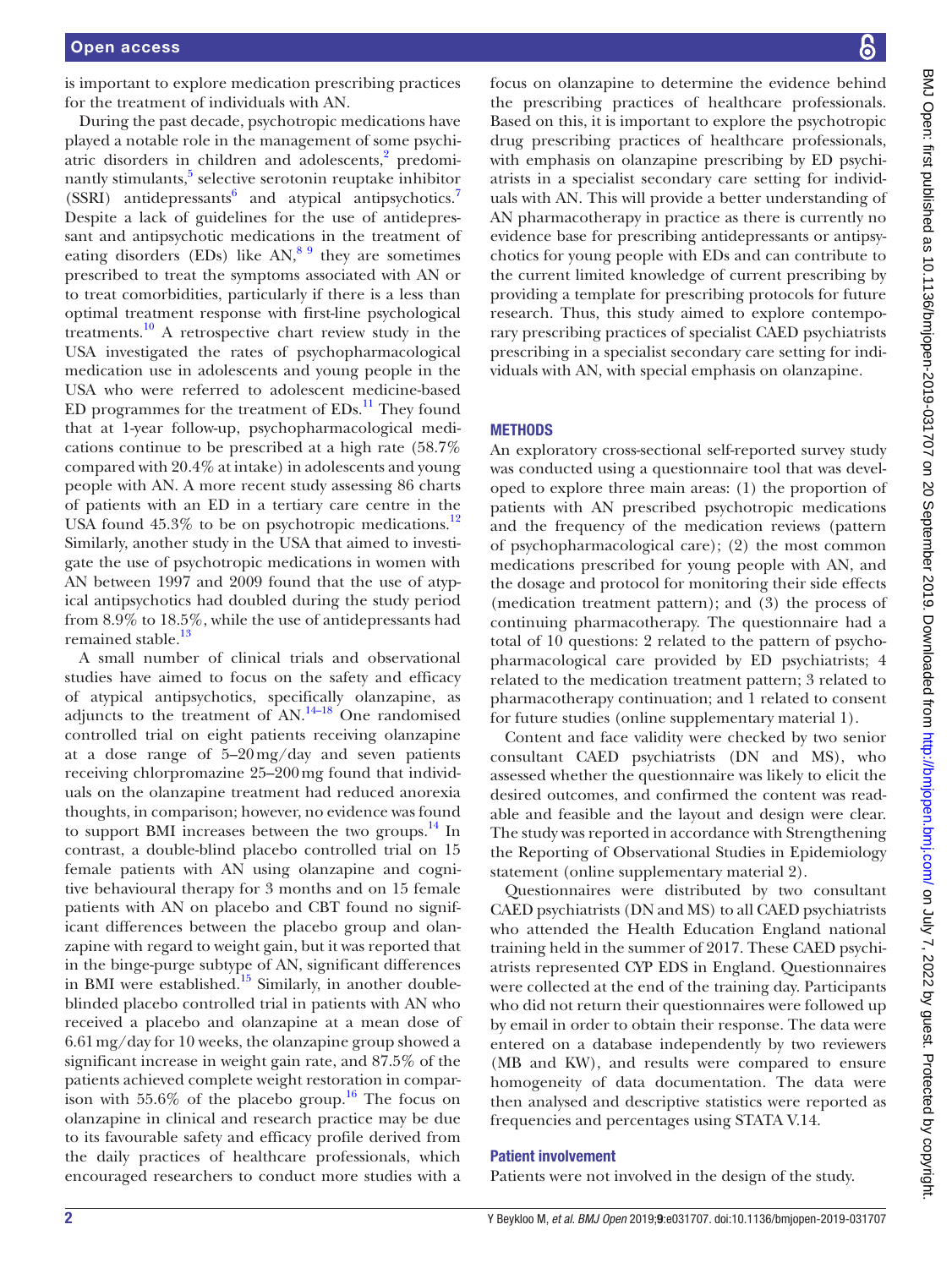is important to explore medication prescribing practices for the treatment of individuals with AN.

During the past decade, psychotropic medications have played a notable role in the management of some psychiatric disorders in children and adolescents,[2] predominantly stimulants,[5] selective serotonin reuptake inhibitor (SSRI) antidepressants[6] and atypical antipsychotics.[7] Despite a lack of guidelines for the use of antidepressant and antipsychotic medications in the treatment of eating disorders (EDs) like AN,[8 9] they are sometimes prescribed to treat the symptoms associated with AN or to treat comorbidities, particularly if there is a less than optimal treatment response with first-line psychological treatments.[10] A retrospective chart review study in the USA investigated the rates of psychopharmacological medication use in adolescents and young people in the USA who were referred to adolescent medicine-based ED programmes for the treatment of EDs.[11] They found that at 1-year follow-up, psychopharmacological medications continue to be prescribed at a high rate (58.7% compared with 20.4% at intake) in adolescents and young people with AN. A more recent study assessing 86 charts of patients with an ED in a tertiary care centre in the USA found 45.3% to be on psychotropic medications.[12] Similarly, another study in the USA that aimed to investigate the use of psychotropic medications in women with AN between 1997 and 2009 found that the use of atypical antipsychotics had doubled during the study period from 8.9% to 18.5%, while the use of antidepressants had remained stable.[13]

A small number of clinical trials and observational studies have aimed to focus on the safety and efficacy of atypical antipsychotics, specifically olanzapine, as adjuncts to the treatment of AN.[14–18] One randomised controlled trial on eight patients receiving olanzapine at a dose range of 5–20 mg/day and seven patients receiving chlorpromazine 25–200 mg found that individuals on the olanzapine treatment had reduced anorexia thoughts, in comparison; however, no evidence was found to support BMI increases between the two groups.[14] In contrast, a double-blind placebo controlled trial on 15 female patients with AN using olanzapine and cognitive behavioural therapy for 3 months and on 15 female patients with AN on placebo and CBT found no significant differences between the placebo group and olanzapine with regard to weight gain, but it was reported that in the binge-purge subtype of AN, significant differences in BMI were established.[15] Similarly, in another double-blinded placebo controlled trial in patients with AN who received a placebo and olanzapine at a mean dose of 6.61 mg/day for 10 weeks, the olanzapine group showed a significant increase in weight gain rate, and 87.5% of the patients achieved complete weight restoration in comparison with 55.6% of the placebo group.[16] The focus on olanzapine in clinical and research practice may be due to its favourable safety and efficacy profile derived from the daily practices of healthcare professionals, which encouraged researchers to conduct more studies with a focus on olanzapine to determine the evidence behind the prescribing practices of healthcare professionals. Based on this, it is important to explore the psychotropic drug prescribing practices of healthcare professionals, with emphasis on olanzapine prescribing by ED psychiatrists in a specialist secondary care setting for individuals with AN. This will provide a better understanding of AN pharmacotherapy in practice as there is currently no evidence base for prescribing antidepressants or antipsychotics for young people with EDs and can contribute to the current limited knowledge of current prescribing by providing a template for prescribing protocols for future research. Thus, this study aimed to explore contemporary prescribing practices of specialist CAED psychiatrists prescribing in a specialist secondary care setting for individuals with AN, with special emphasis on olanzapine.

## METHODS

An exploratory cross-sectional self-reported survey study was conducted using a questionnaire tool that was developed to explore three main areas: (1) the proportion of patients with AN prescribed psychotropic medications and the frequency of the medication reviews (pattern of psychopharmacological care); (2) the most common medications prescribed for young people with AN, and the dosage and protocol for monitoring their side effects (medication treatment pattern); and (3) the process of continuing pharmacotherapy. The questionnaire had a total of 10 questions: 2 related to the pattern of psychopharmacological care provided by ED psychiatrists; 4 related to the medication treatment pattern; 3 related to pharmacotherapy continuation; and 1 related to consent for future studies (online supplementary material 1).

Content and face validity were checked by two senior consultant CAED psychiatrists (DN and MS), who assessed whether the questionnaire was likely to elicit the desired outcomes, and confirmed the content was readable and feasible and the layout and design were clear. The study was reported in accordance with Strengthening the Reporting of Observational Studies in Epidemiology statement (online supplementary material 2).

Questionnaires were distributed by two consultant CAED psychiatrists (DN and MS) to all CAED psychiatrists who attended the Health Education England national training held in the summer of 2017. These CAED psychiatrists represented CYP EDS in England. Questionnaires were collected at the end of the training day. Participants who did not return their questionnaires were followed up by email in order to obtain their response. The data were entered on a database independently by two reviewers (MB and KW), and results were compared to ensure homogeneity of data documentation. The data were then analysed and descriptive statistics were reported as frequencies and percentages using STATA V.14.

### Patient involvement

Patients were not involved in the design of the study.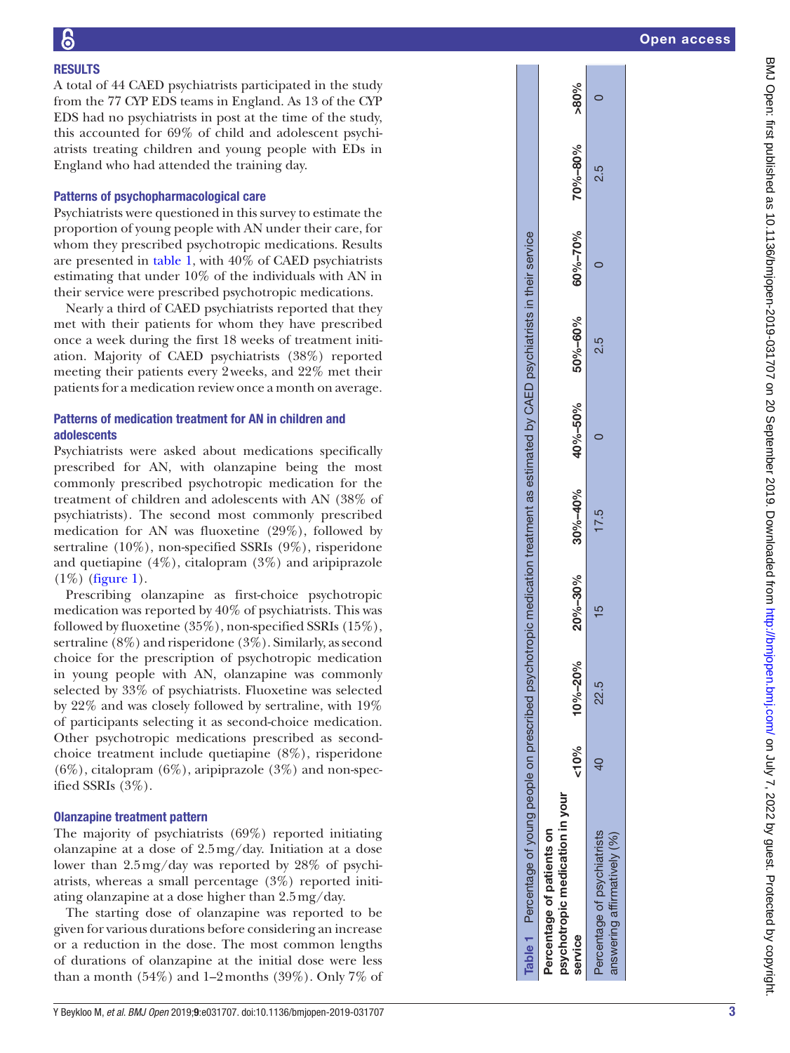## RESULTS

A total of 44 CAED psychiatrists participated in the study from the 77 CYP EDS teams in England. As 13 of the CYP EDS had no psychiatrists in post at the time of the study, this accounted for 69% of child and adolescent psychiatrists treating children and young people with EDs in England who had attended the training day.

### Patterns of psychopharmacological care

Psychiatrists were questioned in this survey to estimate the proportion of young people with AN under their care, for whom they prescribed psychotropic medications. Results are presented in table 1, with 40% of CAED psychiatrists estimating that under 10% of the individuals with AN in their service were prescribed psychotropic medications.

Nearly a third of CAED psychiatrists reported that they met with their patients for whom they have prescribed once a week during the first 18 weeks of treatment initiation. Majority of CAED psychiatrists (38%) reported meeting their patients every 2 weeks, and 22% met their patients for a medication review once a month on average.

### Patterns of medication treatment for AN in children and adolescents

Psychiatrists were asked about medications specifically prescribed for AN, with olanzapine being the most commonly prescribed psychotropic medication for the treatment of children and adolescents with AN (38% of psychiatrists). The second most commonly prescribed medication for AN was fluoxetine (29%), followed by sertraline (10%), non-specified SSRIs (9%), risperidone and quetiapine (4%), citalopram (3%) and aripiprazole (1%) (figure 1).

Prescribing olanzapine as first-choice psychotropic medication was reported by 40% of psychiatrists. This was followed by fluoxetine (35%), non-specified SSRIs (15%), sertraline (8%) and risperidone (3%). Similarly, as second choice for the prescription of psychotropic medication in young people with AN, olanzapine was commonly selected by 33% of psychiatrists. Fluoxetine was selected by 22% and was closely followed by sertraline, with 19% of participants selecting it as second-choice medication. Other psychotropic medications prescribed as second-choice treatment include quetiapine (8%), risperidone (6%), citalopram (6%), aripiprazole (3%) and non-specified SSRIs (3%).

### Olanzapine treatment pattern

The majority of psychiatrists (69%) reported initiating olanzapine at a dose of 2.5 mg/day. Initiation at a dose lower than 2.5 mg/day was reported by 28% of psychiatrists, whereas a small percentage (3%) reported initiating olanzapine at a dose higher than 2.5 mg/day.

The starting dose of olanzapine was reported to be given for various durations before considering an increase or a reduction in the dose. The most common lengths of durations of olanzapine at the initial dose were less than a month (54%) and 1–2 months (39%). Only 7% of

**Table 1** Percentage of young people on prescribed psychotropic medication treatment as estimated by CAED psychiatrists in their service

| Percentage of patients on psychotropic medication in your service | <10% | 10%–20% | 20%–30% | 30%–40% | 40%–50% | 50%–60% | 60%–70% | 70%–80% | >80% |
|---|---|---|---|---|---|---|---|---|---|
| Percentage of psychiatrists answering affirmatively (%) | 40 | 22.5 | 15 | 17.5 | 0 | 2.5 | 0 | 2.5 | 0 |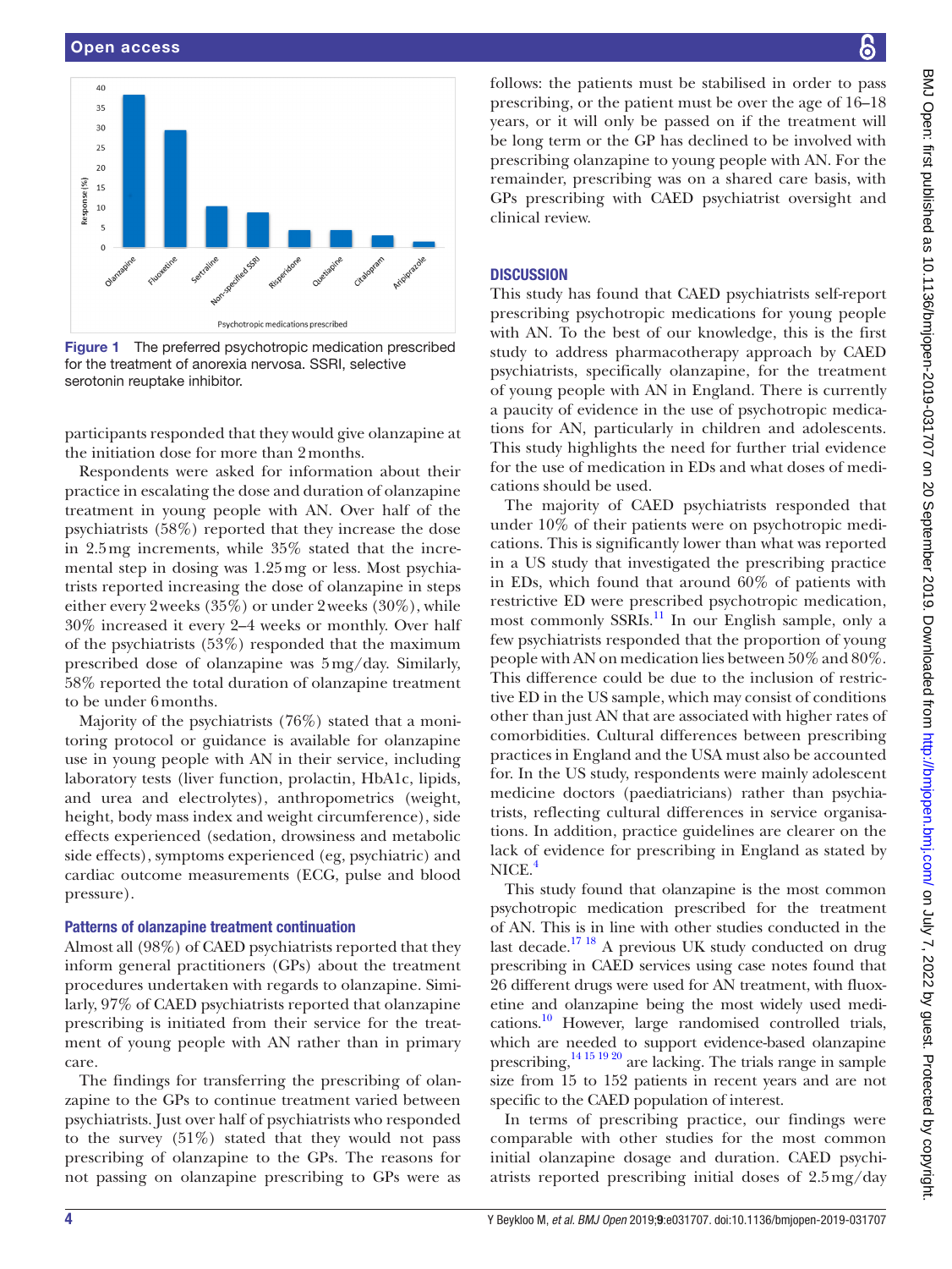Figure 1 The preferred psychotropic medication prescribed for the treatment of anorexia nervosa. SSRI, selective serotonin reuptake inhibitor.

participants responded that they would give olanzapine at the initiation dose for more than 2 months.

Respondents were asked for information about their practice in escalating the dose and duration of olanzapine treatment in young people with AN. Over half of the psychiatrists (58%) reported that they increase the dose in 2.5 mg increments, while 35% stated that the incremental step in dosing was 1.25 mg or less. Most psychiatrists reported increasing the dose of olanzapine in steps either every 2 weeks (35%) or under 2 weeks (30%), while 30% increased it every 2–4 weeks or monthly. Over half of the psychiatrists (53%) responded that the maximum prescribed dose of olanzapine was 5 mg/day. Similarly, 58% reported the total duration of olanzapine treatment to be under 6 months.

Majority of the psychiatrists (76%) stated that a monitoring protocol or guidance is available for olanzapine use in young people with AN in their service, including laboratory tests (liver function, prolactin, HbA1c, lipids, and urea and electrolytes), anthropometrics (weight, height, body mass index and weight circumference), side effects experienced (sedation, drowsiness and metabolic side effects), symptoms experienced (eg, psychiatric) and cardiac outcome measurements (ECG, pulse and blood pressure).

### Patterns of olanzapine treatment continuation

Almost all (98%) of CAED psychiatrists reported that they inform general practitioners (GPs) about the treatment procedures undertaken with regards to olanzapine. Similarly, 97% of CAED psychiatrists reported that olanzapine prescribing is initiated from their service for the treatment of young people with AN rather than in primary care.

The findings for transferring the prescribing of olanzapine to the GPs to continue treatment varied between psychiatrists. Just over half of psychiatrists who responded to the survey (51%) stated that they would not pass prescribing of olanzapine to the GPs. The reasons for not passing on olanzapine prescribing to GPs were as follows: the patients must be stabilised in order to pass prescribing, or the patient must be over the age of 16–18 years, or it will only be passed on if the treatment will be long term or the GP has declined to be involved with prescribing olanzapine to young people with AN. For the remainder, prescribing was on a shared care basis, with GPs prescribing with CAED psychiatrist oversight and clinical review.

## DISCUSSION

This study has found that CAED psychiatrists self-report prescribing psychotropic medications for young people with AN. To the best of our knowledge, this is the first study to address pharmacotherapy approach by CAED psychiatrists, specifically olanzapine, for the treatment of young people with AN in England. There is currently a paucity of evidence in the use of psychotropic medications for AN, particularly in children and adolescents. This study highlights the need for further trial evidence for the use of medication in EDs and what doses of medications should be used.

The majority of CAED psychiatrists responded that under 10% of their patients were on psychotropic medications. This is significantly lower than what was reported in a US study that investigated the prescribing practice in EDs, which found that around 60% of patients with restrictive ED were prescribed psychotropic medication, most commonly SSRIs.[11] In our English sample, only a few psychiatrists responded that the proportion of young people with AN on medication lies between 50% and 80%. This difference could be due to the inclusion of restrictive ED in the US sample, which may consist of conditions other than just AN that are associated with higher rates of comorbidities. Cultural differences between prescribing practices in England and the USA must also be accounted for. In the US study, respondents were mainly adolescent medicine doctors (paediatricians) rather than psychiatrists, reflecting cultural differences in service organisations. In addition, practice guidelines are clearer on the lack of evidence for prescribing in England as stated by NICE.[4]

This study found that olanzapine is the most common psychotropic medication prescribed for the treatment of AN. This is in line with other studies conducted in the last decade.[17 18] A previous UK study conducted on drug prescribing in CAED services using case notes found that 26 different drugs were used for AN treatment, with fluoxetine and olanzapine being the most widely used medications.[10] However, large randomised controlled trials, which are needed to support evidence-based olanzapine prescribing,[14 15 19 20] are lacking. The trials range in sample size from 15 to 152 patients in recent years and are not specific to the CAED population of interest.

In terms of prescribing practice, our findings were comparable with other studies for the most common initial olanzapine dosage and duration. CAED psychiatrists reported prescribing initial doses of 2.5 mg/day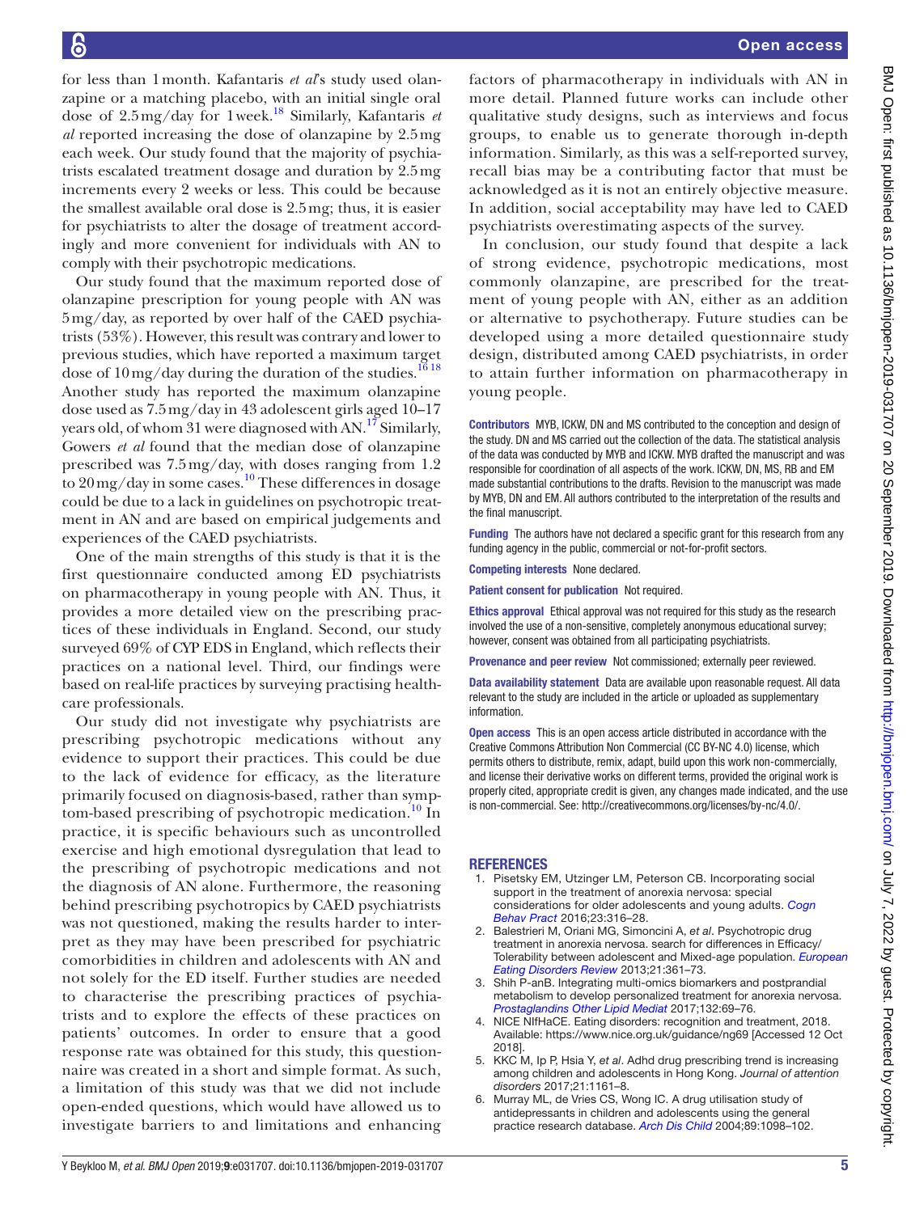for less than 1 month. Kafantaris *et al*'s study used olanzapine or a matching placebo, with an initial single oral dose of 2.5 mg/day for 1 week.[18] Similarly, Kafantaris *et al* reported increasing the dose of olanzapine by 2.5 mg each week. Our study found that the majority of psychiatrists escalated treatment dosage and duration by 2.5 mg increments every 2 weeks or less. This could be because the smallest available oral dose is 2.5 mg; thus, it is easier for psychiatrists to alter the dosage of treatment accordingly and more convenient for individuals with AN to comply with their psychotropic medications.

Our study found that the maximum reported dose of olanzapine prescription for young people with AN was 5 mg/day, as reported by over half of the CAED psychiatrists (53%). However, this result was contrary and lower to previous studies, which have reported a maximum target dose of 10 mg/day during the duration of the studies.[16 18] Another study has reported the maximum olanzapine dose used as 7.5 mg/day in 43 adolescent girls aged 10–17 years old, of whom 31 were diagnosed with AN.[17] Similarly, Gowers *et al* found that the median dose of olanzapine prescribed was 7.5 mg/day, with doses ranging from 1.2 to 20 mg/day in some cases.[10] These differences in dosage could be due to a lack in guidelines on psychotropic treatment in AN and are based on empirical judgements and experiences of the CAED psychiatrists.

One of the main strengths of this study is that it is the first questionnaire conducted among ED psychiatrists on pharmacotherapy in young people with AN. Thus, it provides a more detailed view on the prescribing practices of these individuals in England. Second, our study surveyed 69% of CYP EDS in England, which reflects their practices on a national level. Third, our findings were based on real-life practices by surveying practising healthcare professionals.

Our study did not investigate why psychiatrists are prescribing psychotropic medications without any evidence to support their practices. This could be due to the lack of evidence for efficacy, as the literature primarily focused on diagnosis-based, rather than symptom-based prescribing of psychotropic medication.[10] In practice, it is specific behaviours such as uncontrolled exercise and high emotional dysregulation that lead to the prescribing of psychotropic medications and not the diagnosis of AN alone. Furthermore, the reasoning behind prescribing psychotropics by CAED psychiatrists was not questioned, making the results harder to interpret as they may have been prescribed for psychiatric comorbidities in children and adolescents with AN and not solely for the ED itself. Further studies are needed to characterise the prescribing practices of psychiatrists and to explore the effects of these practices on patients' outcomes. In order to ensure that a good response rate was obtained for this study, this questionnaire was created in a short and simple format. As such, a limitation of this study was that we did not include open-ended questions, which would have allowed us to investigate barriers to and limitations and enhancing factors of pharmacotherapy in individuals with AN in more detail. Planned future works can include other qualitative study designs, such as interviews and focus groups, to enable us to generate thorough in-depth information. Similarly, as this was a self-reported survey, recall bias may be a contributing factor that must be acknowledged as it is not an entirely objective measure. In addition, social acceptability may have led to CAED psychiatrists overestimating aspects of the survey.

In conclusion, our study found that despite a lack of strong evidence, psychotropic medications, most commonly olanzapine, are prescribed for the treatment of young people with AN, either as an addition or alternative to psychotherapy. Future studies can be developed using a more detailed questionnaire study design, distributed among CAED psychiatrists, in order to attain further information on pharmacotherapy in young people.

**Contributors** MYB, ICKW, DN and MS contributed to the conception and design of the study. DN and MS carried out the collection of the data. The statistical analysis of the data was conducted by MYB and ICKW. MYB drafted the manuscript and was responsible for coordination of all aspects of the work. ICKW, DN, MS, RB and EM made substantial contributions to the drafts. Revision to the manuscript was made by MYB, DN and EM. All authors contributed to the interpretation of the results and the final manuscript.

**Funding** The authors have not declared a specific grant for this research from any funding agency in the public, commercial or not-for-profit sectors.

**Competing interests** None declared.

**Patient consent for publication** Not required.

**Ethics approval** Ethical approval was not required for this study as the research involved the use of a non-sensitive, completely anonymous educational survey; however, consent was obtained from all participating psychiatrists.

**Provenance and peer review** Not commissioned; externally peer reviewed.

**Data availability statement** Data are available upon reasonable request. All data relevant to the study are included in the article or uploaded as supplementary information.

**Open access** This is an open access article distributed in accordance with the Creative Commons Attribution Non Commercial (CC BY-NC 4.0) license, which permits others to distribute, remix, adapt, build upon this work non-commercially, and license their derivative works on different terms, provided the original work is properly cited, appropriate credit is given, any changes made indicated, and the use is non-commercial. See: http://creativecommons.org/licenses/by-nc/4.0/.

## REFERENCES

1. Pisetsky EM, Utzinger LM, Peterson CB. Incorporating social support in the treatment of anorexia nervosa: special considerations for older adolescents and young adults. *Cogn Behav Pract* 2016;23:316–28.
2. Balestrieri M, Oriani MG, Simoncini A, *et al*. Psychotropic drug treatment in anorexia nervosa. search for differences in Efficacy/Tolerability between adolescent and Mixed-age population. *European Eating Disorders Review* 2013;21:361–73.
3. Shih P-anB. Integrating multi-omics biomarkers and postprandial metabolism to develop personalized treatment for anorexia nervosa. *Prostaglandins Other Lipid Mediat* 2017;132:69–76.
4. NICE NIfHaCE. Eating disorders: recognition and treatment, 2018. Available: https://www.nice.org.uk/guidance/ng69 [Accessed 12 Oct 2018].
5. KKC M, Ip P, Hsia Y, *et al*. Adhd drug prescribing trend is increasing among children and adolescents in Hong Kong. *Journal of attention disorders* 2017;21:1161–8.
6. Murray ML, de Vries CS, Wong IC. A drug utilisation study of antidepressants in children and adolescents using the general practice research database. *Arch Dis Child* 2004;89:1098–102.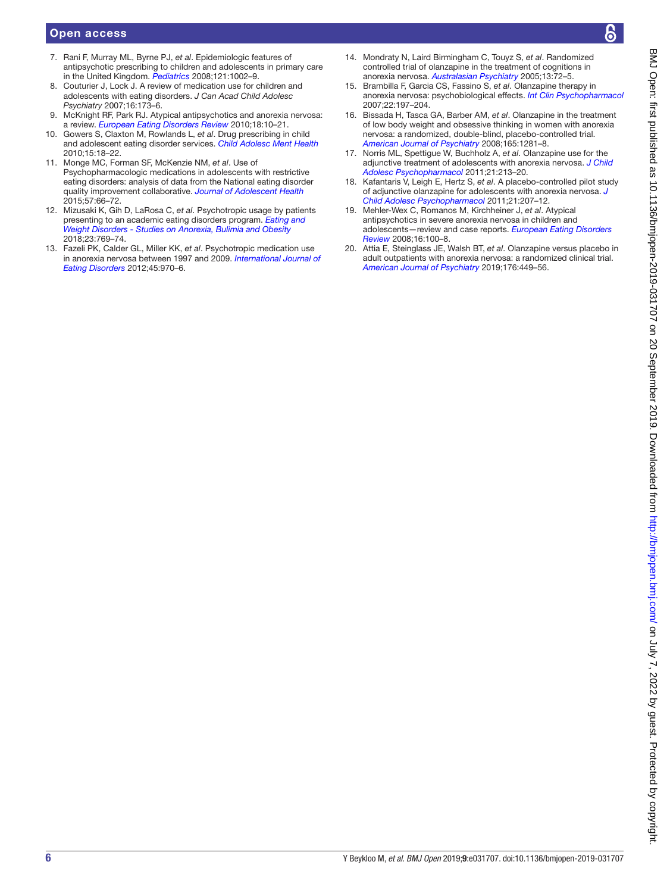7. Rani F, Murray ML, Byrne PJ, *et al*. Epidemiologic features of antipsychotic prescribing to children and adolescents in primary care in the United Kingdom. *Pediatrics* 2008;121:1002–9.
8. Couturier J, Lock J. A review of medication use for children and adolescents with eating disorders. *J Can Acad Child Adolesc Psychiatry* 2007;16:173–6.
9. McKnight RF, Park RJ. Atypical antipsychotics and anorexia nervosa: a review. *European Eating Disorders Review* 2010;18:10–21.
10. Gowers S, Claxton M, Rowlands L, *et al*. Drug prescribing in child and adolescent eating disorder services. *Child Adolesc Ment Health* 2010;15:18–22.
11. Monge MC, Forman SF, McKenzie NM, *et al*. Use of Psychopharmacologic medications in adolescents with restrictive eating disorders: analysis of data from the National eating disorder quality improvement collaborative. *Journal of Adolescent Health* 2015;57:66–72.
12. Mizusaki K, Gih D, LaRosa C, *et al*. Psychotropic usage by patients presenting to an academic eating disorders program. *Eating and Weight Disorders - Studies on Anorexia, Bulimia and Obesity* 2018;23:769–74.
13. Fazeli PK, Calder GL, Miller KK, *et al*. Psychotropic medication use in anorexia nervosa between 1997 and 2009. *International Journal of Eating Disorders* 2012;45:970–6.
14. Mondraty N, Laird Birmingham C, Touyz S, *et al*. Randomized controlled trial of olanzapine in the treatment of cognitions in anorexia nervosa. *Australasian Psychiatry* 2005;13:72–5.
15. Brambilla F, Garcia CS, Fassino S, *et al*. Olanzapine therapy in anorexia nervosa: psychobiological effects. *Int Clin Psychopharmacol* 2007;22:197–204.
16. Bissada H, Tasca GA, Barber AM, *et al*. Olanzapine in the treatment of low body weight and obsessive thinking in women with anorexia nervosa: a randomized, double-blind, placebo-controlled trial. *American Journal of Psychiatry* 2008;165:1281–8.
17. Norris ML, Spettigue W, Buchholz A, *et al*. Olanzapine use for the adjunctive treatment of adolescents with anorexia nervosa. *J Child Adolesc Psychopharmacol* 2011;21:213–20.
18. Kafantaris V, Leigh E, Hertz S, *et al*. A placebo-controlled pilot study of adjunctive olanzapine for adolescents with anorexia nervosa. *J Child Adolesc Psychopharmacol* 2011;21:207–12.
19. Mehler-Wex C, Romanos M, Kirchheiner J, *et al*. Atypical antipsychotics in severe anorexia nervosa in children and adolescents—review and case reports. *European Eating Disorders Review* 2008;16:100–8.
20. Attia E, Steinglass JE, Walsh BT, *et al*. Olanzapine versus placebo in adult outpatients with anorexia nervosa: a randomized clinical trial. *American Journal of Psychiatry* 2019;176:449–56.